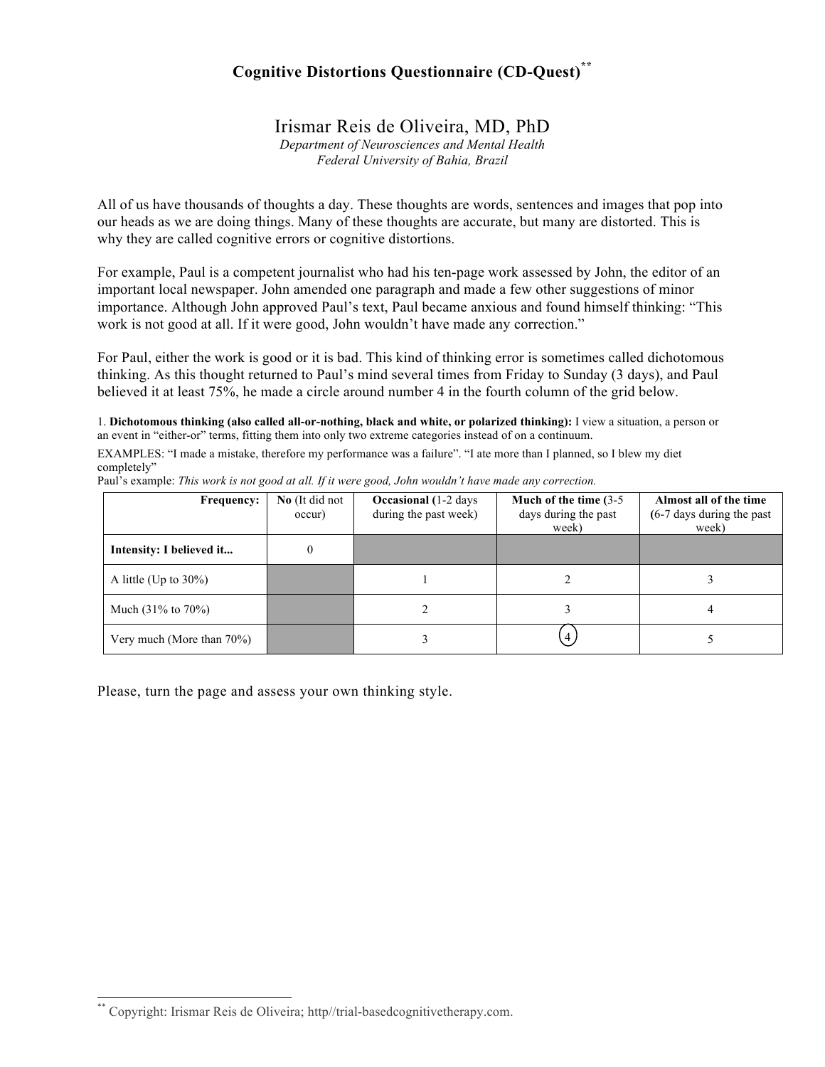# Cognitive Distortions Questionnaire (CD-Quest)**

## Irismar Reis de Oliveira, MD, PhD

*Department of Neurosciences and Mental Health*
*Federal University of Bahia, Brazil*

All of us have thousands of thoughts a day. These thoughts are words, sentences and images that pop into our heads as we are doing things. Many of these thoughts are accurate, but many are distorted. This is why they are called cognitive errors or cognitive distortions.

For example, Paul is a competent journalist who had his ten-page work assessed by John, the editor of an important local newspaper. John amended one paragraph and made a few other suggestions of minor importance. Although John approved Paul's text, Paul became anxious and found himself thinking: "This work is not good at all. If it were good, John wouldn't have made any correction."

For Paul, either the work is good or it is bad. This kind of thinking error is sometimes called dichotomous thinking. As this thought returned to Paul's mind several times from Friday to Sunday (3 days), and Paul believed it at least 75%, he made a circle around number 4 in the fourth column of the grid below.

1. **Dichotomous thinking (also called all-or-nothing, black and white, or polarized thinking):** I view a situation, a person or an event in "either-or" terms, fitting them into only two extreme categories instead of on a continuum.

EXAMPLES: "I made a mistake, therefore my performance was a failure". "I ate more than I planned, so I blew my diet completely"

Paul's example: *This work is not good at all. If it were good, John wouldn't have made any correction.*

| **Frequency:** | **No** (It did not occur) | **Occasional (**1-2 days during the past week) | **Much of the time (**3-5 days during the past week) | **Almost all of the time (**6-7 days during the past week) |
|---|---|---|---|---|
| **Intensity: I believed it...** | 0 | | | |
| A little (Up to 30%) | | 1 | 2 | 3 |
| Much (31% to 70%) | | 2 | 3 | 4 |
| Very much (More than 70%) | | 3 | (4) | 5 |

Please, turn the page and assess your own thinking style.

** Copyright: Irismar Reis de Oliveira; http//trial-basedcognitivetherapy.com.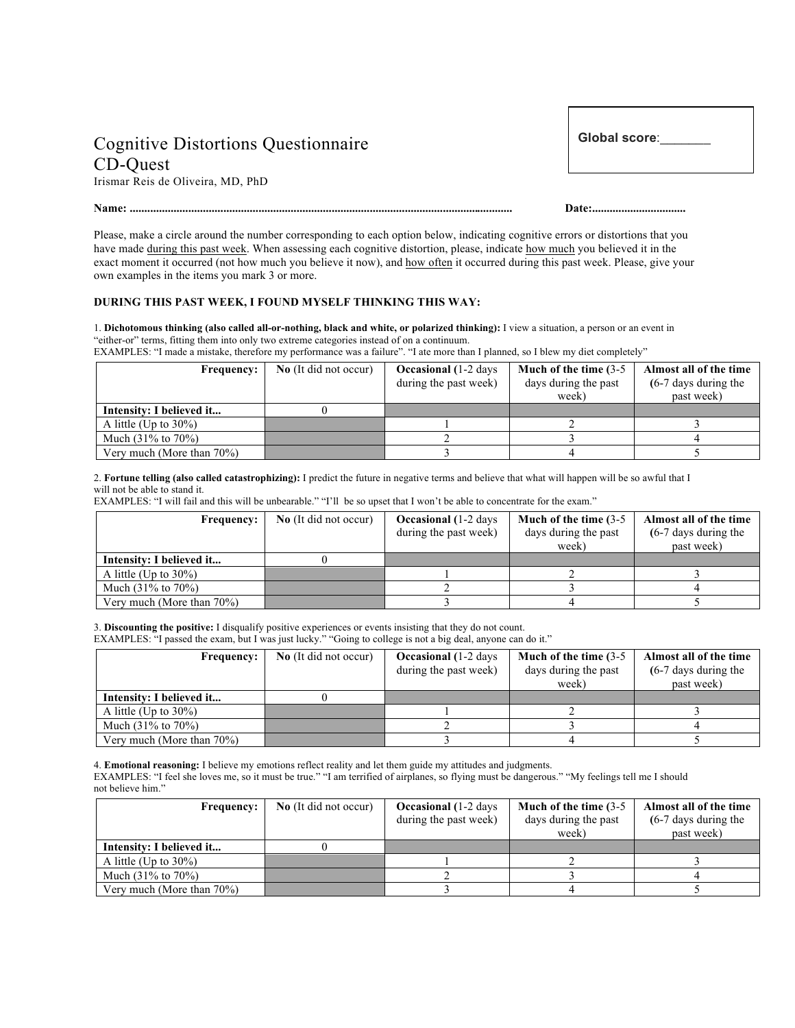# Cognitive Distortions Questionnaire
# CD-Quest

Irismar Reis de Oliveira, MD, PhD

**Global score**:_______

**Name:** ................................................................................................................................ **Date:**................................

Please, make a circle around the number corresponding to each option below, indicating cognitive errors or distortions that you have made during this past week. When assessing each cognitive distortion, please, indicate how much you believed it in the exact moment it occurred (not how much you believe it now), and how often it occurred during this past week. Please, give your own examples in the items you mark 3 or more.

**DURING THIS PAST WEEK, I FOUND MYSELF THINKING THIS WAY:**

1. **Dichotomous thinking (also called all-or-nothing, black and white, or polarized thinking):** I view a situation, a person or an event in "either-or" terms, fitting them into only two extreme categories instead of on a continuum.
EXAMPLES: "I made a mistake, therefore my performance was a failure". "I ate more than I planned, so I blew my diet completely"

| **Frequency:** | **No** (It did not occur) | **Occasional** (1-2 days during the past week) | **Much of the time** (3-5 days during the past week) | **Almost all of the time** (6-7 days during the past week) |
|---|---|---|---|---|
| **Intensity: I believed it...** | 0 | | | |
| A little (Up to 30%) | | 1 | 2 | 3 |
| Much (31% to 70%) | | 2 | 3 | 4 |
| Very much (More than 70%) | | 3 | 4 | 5 |

2. **Fortune telling (also called catastrophizing):** I predict the future in negative terms and believe that what will happen will be so awful that I will not be able to stand it.
EXAMPLES: "I will fail and this will be unbearable." "I'll be so upset that I won't be able to concentrate for the exam."

| **Frequency:** | **No** (It did not occur) | **Occasional** (1-2 days during the past week) | **Much of the time** (3-5 days during the past week) | **Almost all of the time** (6-7 days during the past week) |
|---|---|---|---|---|
| **Intensity: I believed it...** | 0 | | | |
| A little (Up to 30%) | | 1 | 2 | 3 |
| Much (31% to 70%) | | 2 | 3 | 4 |
| Very much (More than 70%) | | 3 | 4 | 5 |

3. **Discounting the positive:** I disqualify positive experiences or events insisting that they do not count.
EXAMPLES: "I passed the exam, but I was just lucky." "Going to college is not a big deal, anyone can do it."

| **Frequency:** | **No** (It did not occur) | **Occasional** (1-2 days during the past week) | **Much of the time** (3-5 days during the past week) | **Almost all of the time** (6-7 days during the past week) |
|---|---|---|---|---|
| **Intensity: I believed it...** | 0 | | | |
| A little (Up to 30%) | | 1 | 2 | 3 |
| Much (31% to 70%) | | 2 | 3 | 4 |
| Very much (More than 70%) | | 3 | 4 | 5 |

4. **Emotional reasoning:** I believe my emotions reflect reality and let them guide my attitudes and judgments.
EXAMPLES: "I feel she loves me, so it must be true." "I am terrified of airplanes, so flying must be dangerous." "My feelings tell me I should not believe him."

| **Frequency:** | **No** (It did not occur) | **Occasional** (1-2 days during the past week) | **Much of the time** (3-5 days during the past week) | **Almost all of the time** (6-7 days during the past week) |
|---|---|---|---|---|
| **Intensity: I believed it...** | 0 | | | |
| A little (Up to 30%) | | 1 | 2 | 3 |
| Much (31% to 70%) | | 2 | 3 | 4 |
| Very much (More than 70%) | | 3 | 4 | 5 |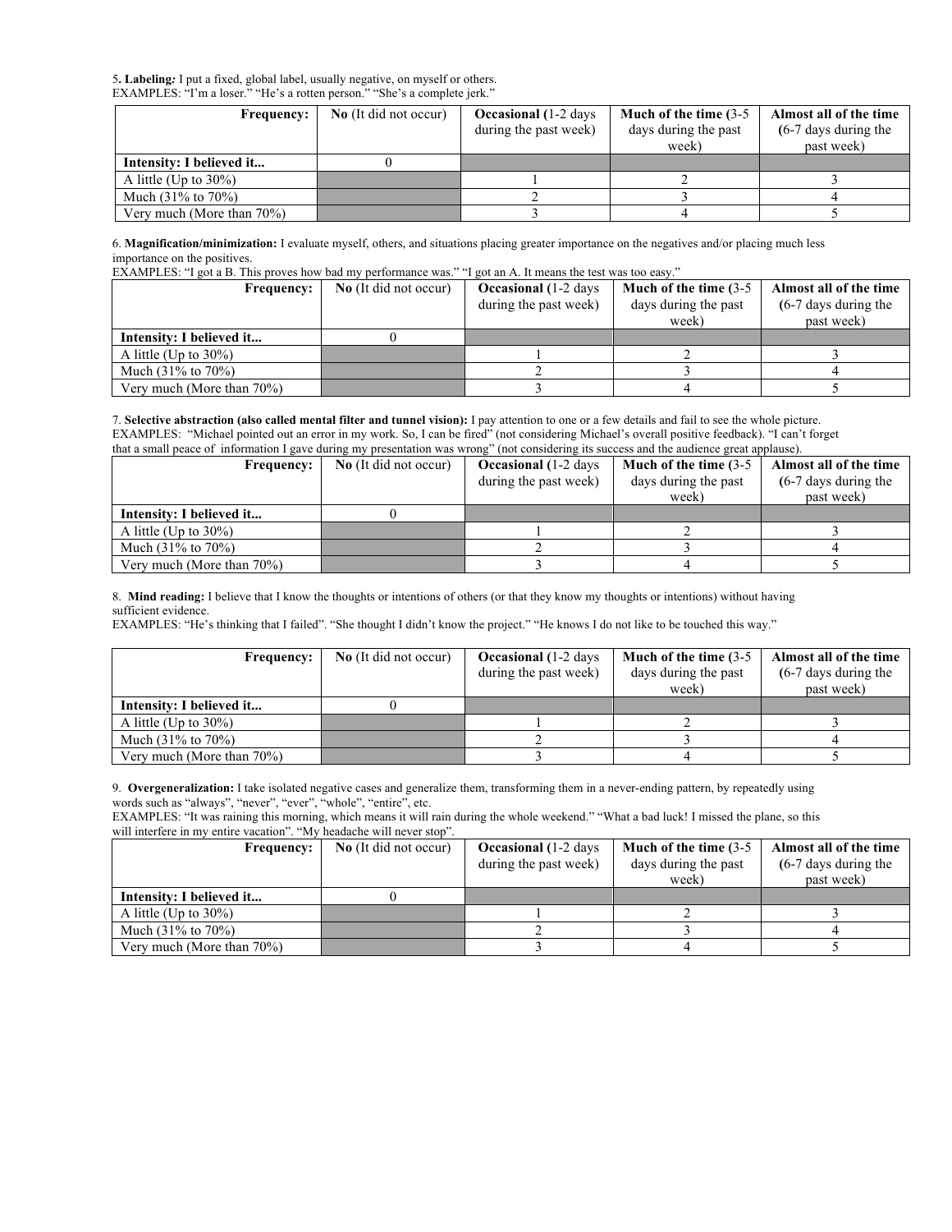5**. Labeling***:* I put a fixed, global label, usually negative, on myself or others.
EXAMPLES: "I'm a loser." "He's a rotten person." "She's a complete jerk."

| **Frequency:** | **No** (It did not occur) | **Occasional (**1-2 days during the past week) | **Much of the time (**3-5 days during the past week) | **Almost all of the time (**6-7 days during the past week) |
|---|---|---|---|---|
| **Intensity: I believed it...** | 0 | | | |
| A little (Up to 30%) | | 1 | 2 | 3 |
| Much (31% to 70%) | | 2 | 3 | 4 |
| Very much (More than 70%) | | 3 | 4 | 5 |

6. **Magnification/minimization:** I evaluate myself, others, and situations placing greater importance on the negatives and/or placing much less importance on the positives.
EXAMPLES: "I got a B. This proves how bad my performance was." "I got an A. It means the test was too easy."

| **Frequency:** | **No** (It did not occur) | **Occasional (**1-2 days during the past week) | **Much of the time (**3-5 days during the past week) | **Almost all of the time (**6-7 days during the past week) |
|---|---|---|---|---|
| **Intensity: I believed it...** | 0 | | | |
| A little (Up to 30%) | | 1 | 2 | 3 |
| Much (31% to 70%) | | 2 | 3 | 4 |
| Very much (More than 70%) | | 3 | 4 | 5 |

7. **Selective abstraction (also called mental filter and tunnel vision):** I pay attention to one or a few details and fail to see the whole picture.
EXAMPLES: "Michael pointed out an error in my work. So, I can be fired" (not considering Michael's overall positive feedback). "I can't forget that a small peace of information I gave during my presentation was wrong" (not considering its success and the audience great applause).

| **Frequency:** | **No** (It did not occur) | **Occasional (**1-2 days during the past week) | **Much of the time (**3-5 days during the past week) | **Almost all of the time (**6-7 days during the past week) |
|---|---|---|---|---|
| **Intensity: I believed it...** | 0 | | | |
| A little (Up to 30%) | | 1 | 2 | 3 |
| Much (31% to 70%) | | 2 | 3 | 4 |
| Very much (More than 70%) | | 3 | 4 | 5 |

8. **Mind reading:** I believe that I know the thoughts or intentions of others (or that they know my thoughts or intentions) without having sufficient evidence.
EXAMPLES: "He's thinking that I failed". "She thought I didn't know the project." "He knows I do not like to be touched this way."

| **Frequency:** | **No** (It did not occur) | **Occasional (**1-2 days during the past week) | **Much of the time (**3-5 days during the past week) | **Almost all of the time (**6-7 days during the past week) |
|---|---|---|---|---|
| **Intensity: I believed it...** | 0 | | | |
| A little (Up to 30%) | | 1 | 2 | 3 |
| Much (31% to 70%) | | 2 | 3 | 4 |
| Very much (More than 70%) | | 3 | 4 | 5 |

9. **Overgeneralization:** I take isolated negative cases and generalize them, transforming them in a never-ending pattern, by repeatedly using words such as "always", "never", "ever", "whole", "entire", etc.
EXAMPLES: "It was raining this morning, which means it will rain during the whole weekend." "What a bad luck! I missed the plane, so this will interfere in my entire vacation". "My headache will never stop".

| **Frequency:** | **No** (It did not occur) | **Occasional (**1-2 days during the past week) | **Much of the time (**3-5 days during the past week) | **Almost all of the time (**6-7 days during the past week) |
|---|---|---|---|---|
| **Intensity: I believed it...** | 0 | | | |
| A little (Up to 30%) | | 1 | 2 | 3 |
| Much (31% to 70%) | | 2 | 3 | 4 |
| Very much (More than 70%) | | 3 | 4 | 5 |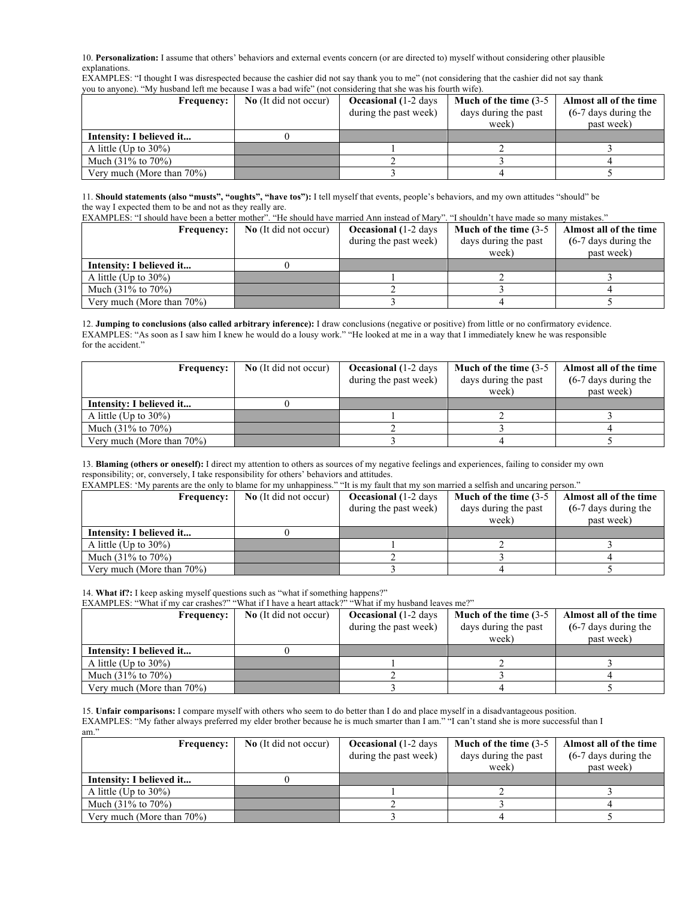10. **Personalization:** I assume that others' behaviors and external events concern (or are directed to) myself without considering other plausible explanations.
EXAMPLES: "I thought I was disrespected because the cashier did not say thank you to me" (not considering that the cashier did not say thank you to anyone). "My husband left me because I was a bad wife" (not considering that she was his fourth wife).

| **Frequency:** | **No** (It did not occur) | **Occasional** (1-2 days during the past week) | **Much of the time** (3-5 days during the past week) | **Almost all of the time** (6-7 days during the past week) |
|---|---|---|---|---|
| **Intensity: I believed it...** | 0 | | | |
| A little (Up to 30%) | | 1 | 2 | 3 |
| Much (31% to 70%) | | 2 | 3 | 4 |
| Very much (More than 70%) | | 3 | 4 | 5 |

11. **Should statements (also "musts", "oughts", "have tos"):** I tell myself that events, people's behaviors, and my own attitudes "should" be the way I expected them to be and not as they really are.
EXAMPLES: "I should have been a better mother". "He should have married Ann instead of Mary". "I shouldn't have made so many mistakes."

| **Frequency:** | **No** (It did not occur) | **Occasional** (1-2 days during the past week) | **Much of the time** (3-5 days during the past week) | **Almost all of the time** (6-7 days during the past week) |
|---|---|---|---|---|
| **Intensity: I believed it...** | 0 | | | |
| A little (Up to 30%) | | 1 | 2 | 3 |
| Much (31% to 70%) | | 2 | 3 | 4 |
| Very much (More than 70%) | | 3 | 4 | 5 |

12. **Jumping to conclusions (also called arbitrary inference):** I draw conclusions (negative or positive) from little or no confirmatory evidence.
EXAMPLES: "As soon as I saw him I knew he would do a lousy work." "He looked at me in a way that I immediately knew he was responsible for the accident."

| **Frequency:** | **No** (It did not occur) | **Occasional** (1-2 days during the past week) | **Much of the time** (3-5 days during the past week) | **Almost all of the time** (6-7 days during the past week) |
|---|---|---|---|---|
| **Intensity: I believed it...** | 0 | | | |
| A little (Up to 30%) | | 1 | 2 | 3 |
| Much (31% to 70%) | | 2 | 3 | 4 |
| Very much (More than 70%) | | 3 | 4 | 5 |

13. **Blaming (others or oneself):** I direct my attention to others as sources of my negative feelings and experiences, failing to consider my own responsibility; or, conversely, I take responsibility for others' behaviors and attitudes.
EXAMPLES: 'My parents are the only to blame for my unhappiness." "It is my fault that my son married a selfish and uncaring person."

| **Frequency:** | **No** (It did not occur) | **Occasional** (1-2 days during the past week) | **Much of the time** (3-5 days during the past week) | **Almost all of the time** (6-7 days during the past week) |
|---|---|---|---|---|
| **Intensity: I believed it...** | 0 | | | |
| A little (Up to 30%) | | 1 | 2 | 3 |
| Much (31% to 70%) | | 2 | 3 | 4 |
| Very much (More than 70%) | | 3 | 4 | 5 |

14. **What if?:** I keep asking myself questions such as "what if something happens?"
EXAMPLES: "What if my car crashes?" "What if I have a heart attack?" "What if my husband leaves me?"

| **Frequency:** | **No** (It did not occur) | **Occasional** (1-2 days during the past week) | **Much of the time** (3-5 days during the past week) | **Almost all of the time** (6-7 days during the past week) |
|---|---|---|---|---|
| **Intensity: I believed it...** | 0 | | | |
| A little (Up to 30%) | | 1 | 2 | 3 |
| Much (31% to 70%) | | 2 | 3 | 4 |
| Very much (More than 70%) | | 3 | 4 | 5 |

15. **Unfair comparisons:** I compare myself with others who seem to do better than I do and place myself in a disadvantageous position.
EXAMPLES: "My father always preferred my elder brother because he is much smarter than I am." "I can't stand she is more successful than I am."

| **Frequency:** | **No** (It did not occur) | **Occasional** (1-2 days during the past week) | **Much of the time** (3-5 days during the past week) | **Almost all of the time** (6-7 days during the past week) |
|---|---|---|---|---|
| **Intensity: I believed it...** | 0 | | | |
| A little (Up to 30%) | | 1 | 2 | 3 |
| Much (31% to 70%) | | 2 | 3 | 4 |
| Very much (More than 70%) | | 3 | 4 | 5 |